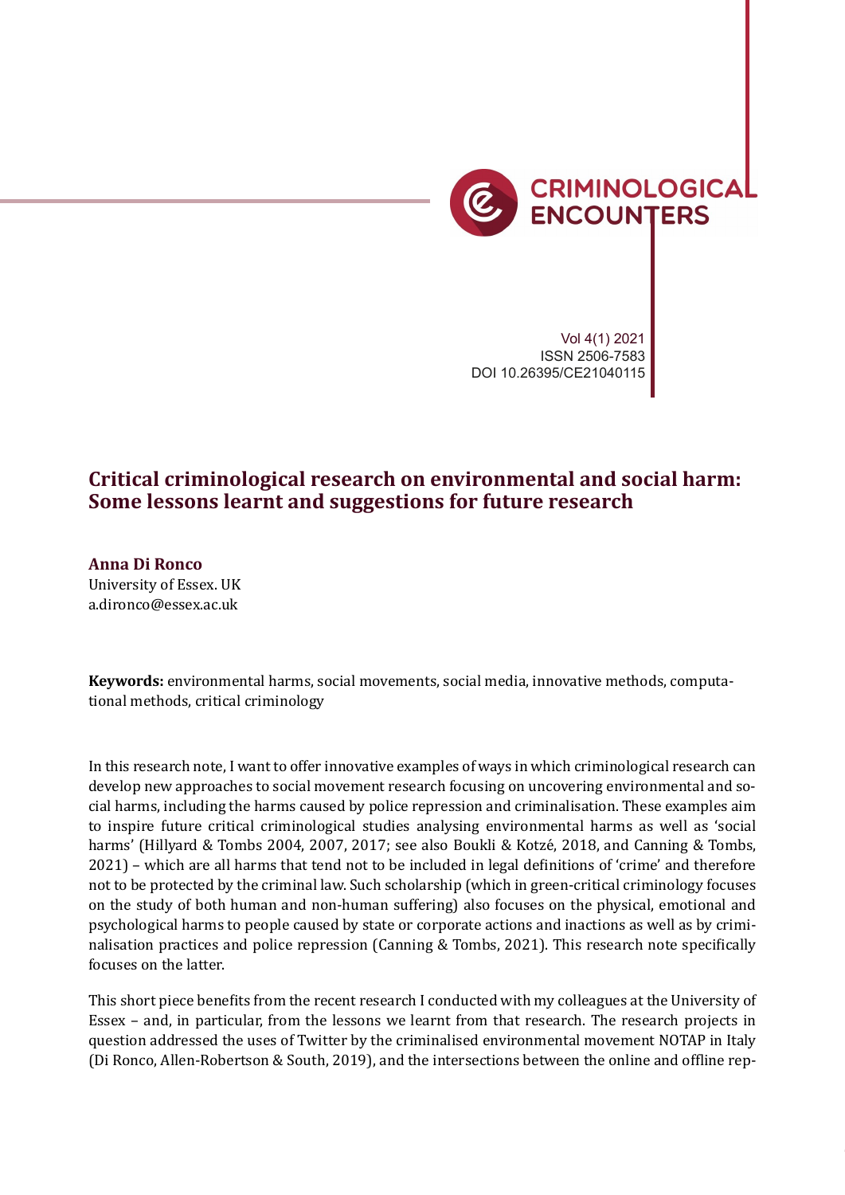# Critical criminological research on environmental and social harm: Some lessons learnt and suggestions for future research

**Anna Di Ronco**
University of Essex. UK
a.dironco@essex.ac.uk

**Keywords:** environmental harms, social movements, social media, innovative methods, computational methods, critical criminology

In this research note, I want to offer innovative examples of ways in which criminological research can develop new approaches to social movement research focusing on uncovering environmental and social harms, including the harms caused by police repression and criminalisation. These examples aim to inspire future critical criminological studies analysing environmental harms as well as 'social harms' (Hillyard & Tombs 2004, 2007, 2017; see also Boukli & Kotzé, 2018, and Canning & Tombs, 2021) – which are all harms that tend not to be included in legal definitions of 'crime' and therefore not to be protected by the criminal law. Such scholarship (which in green-critical criminology focuses on the study of both human and non-human suffering) also focuses on the physical, emotional and psychological harms to people caused by state or corporate actions and inactions as well as by criminalisation practices and police repression (Canning & Tombs, 2021). This research note specifically focuses on the latter.

This short piece benefits from the recent research I conducted with my colleagues at the University of Essex – and, in particular, from the lessons we learnt from that research. The research projects in question addressed the uses of Twitter by the criminalised environmental movement NOTAP in Italy (Di Ronco, Allen-Robertson & South, 2019), and the intersections between the online and offline rep-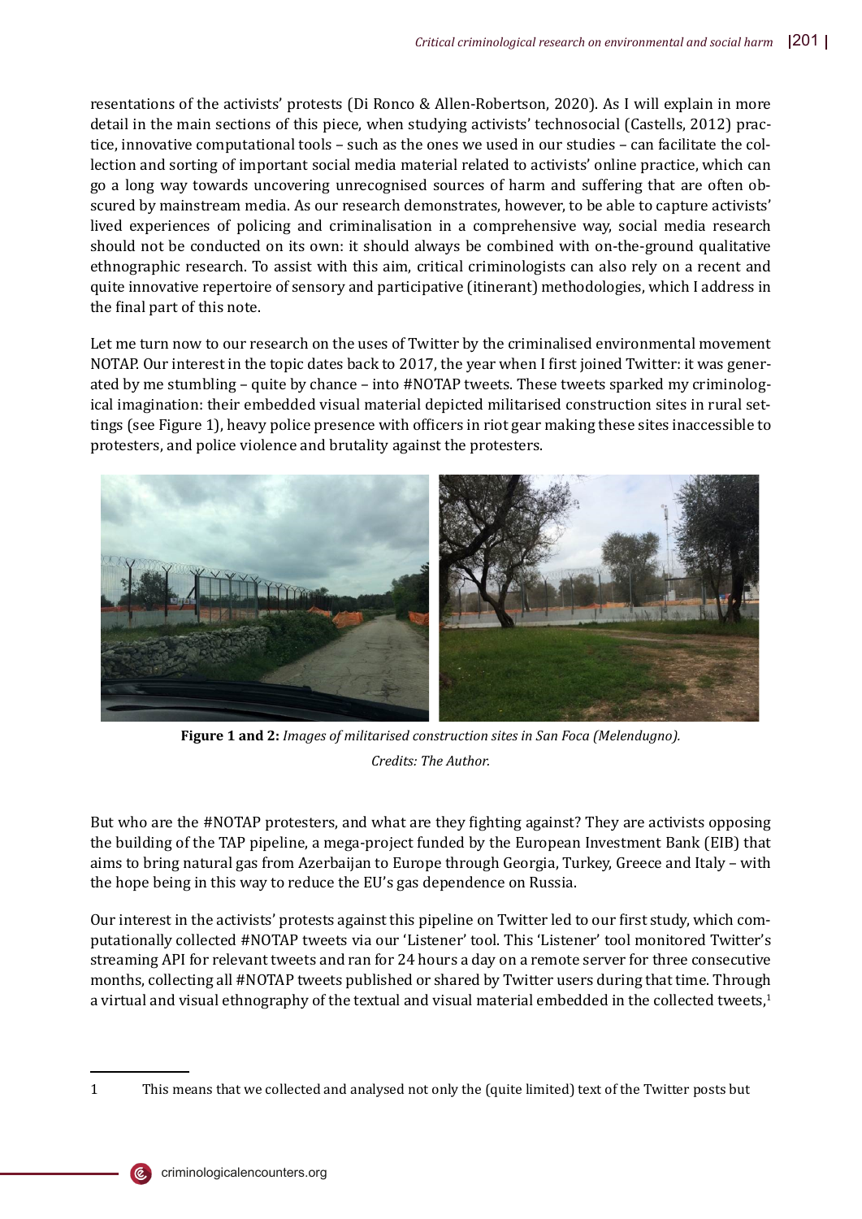resentations of the activists' protests (Di Ronco & Allen-Robertson, 2020). As I will explain in more detail in the main sections of this piece, when studying activists' technosocial (Castells, 2012) practice, innovative computational tools – such as the ones we used in our studies – can facilitate the collection and sorting of important social media material related to activists' online practice, which can go a long way towards uncovering unrecognised sources of harm and suffering that are often obscured by mainstream media. As our research demonstrates, however, to be able to capture activists' lived experiences of policing and criminalisation in a comprehensive way, social media research should not be conducted on its own: it should always be combined with on-the-ground qualitative ethnographic research. To assist with this aim, critical criminologists can also rely on a recent and quite innovative repertoire of sensory and participative (itinerant) methodologies, which I address in the final part of this note.

Let me turn now to our research on the uses of Twitter by the criminalised environmental movement NOTAP. Our interest in the topic dates back to 2017, the year when I first joined Twitter: it was generated by me stumbling – quite by chance – into #NOTAP tweets. These tweets sparked my criminological imagination: their embedded visual material depicted militarised construction sites in rural settings (see Figure 1), heavy police presence with officers in riot gear making these sites inaccessible to protesters, and police violence and brutality against the protesters.

**Figure 1 and 2:** *Images of militarised construction sites in San Foca (Melendugno).*

*Credits: The Author.*

But who are the #NOTAP protesters, and what are they fighting against? They are activists opposing the building of the TAP pipeline, a mega-project funded by the European Investment Bank (EIB) that aims to bring natural gas from Azerbaijan to Europe through Georgia, Turkey, Greece and Italy – with the hope being in this way to reduce the EU's gas dependence on Russia.

Our interest in the activists' protests against this pipeline on Twitter led to our first study, which computationally collected #NOTAP tweets via our 'Listener' tool. This 'Listener' tool monitored Twitter's streaming API for relevant tweets and ran for 24 hours a day on a remote server for three consecutive months, collecting all #NOTAP tweets published or shared by Twitter users during that time. Through a virtual and visual ethnography of the textual and visual material embedded in the collected tweets,[1]

1 This means that we collected and analysed not only the (quite limited) text of the Twitter posts but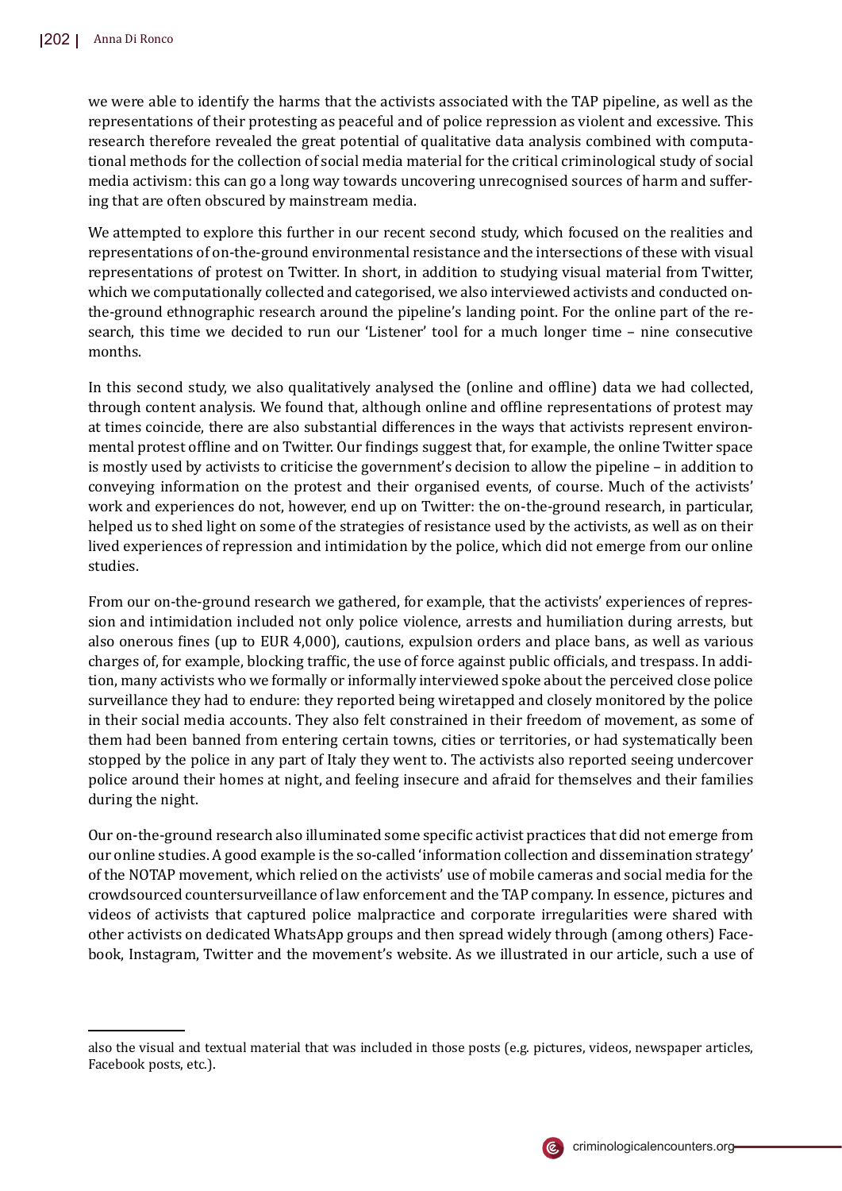we were able to identify the harms that the activists associated with the TAP pipeline, as well as the representations of their protesting as peaceful and of police repression as violent and excessive. This research therefore revealed the great potential of qualitative data analysis combined with computational methods for the collection of social media material for the critical criminological study of social media activism: this can go a long way towards uncovering unrecognised sources of harm and suffering that are often obscured by mainstream media.

We attempted to explore this further in our recent second study, which focused on the realities and representations of on-the-ground environmental resistance and the intersections of these with visual representations of protest on Twitter. In short, in addition to studying visual material from Twitter, which we computationally collected and categorised, we also interviewed activists and conducted on-the-ground ethnographic research around the pipeline's landing point. For the online part of the research, this time we decided to run our 'Listener' tool for a much longer time – nine consecutive months.

In this second study, we also qualitatively analysed the (online and offline) data we had collected, through content analysis. We found that, although online and offline representations of protest may at times coincide, there are also substantial differences in the ways that activists represent environmental protest offline and on Twitter. Our findings suggest that, for example, the online Twitter space is mostly used by activists to criticise the government's decision to allow the pipeline – in addition to conveying information on the protest and their organised events, of course. Much of the activists' work and experiences do not, however, end up on Twitter: the on-the-ground research, in particular, helped us to shed light on some of the strategies of resistance used by the activists, as well as on their lived experiences of repression and intimidation by the police, which did not emerge from our online studies.

From our on-the-ground research we gathered, for example, that the activists' experiences of repression and intimidation included not only police violence, arrests and humiliation during arrests, but also onerous fines (up to EUR 4,000), cautions, expulsion orders and place bans, as well as various charges of, for example, blocking traffic, the use of force against public officials, and trespass. In addition, many activists who we formally or informally interviewed spoke about the perceived close police surveillance they had to endure: they reported being wiretapped and closely monitored by the police in their social media accounts. They also felt constrained in their freedom of movement, as some of them had been banned from entering certain towns, cities or territories, or had systematically been stopped by the police in any part of Italy they went to. The activists also reported seeing undercover police around their homes at night, and feeling insecure and afraid for themselves and their families during the night.

Our on-the-ground research also illuminated some specific activist practices that did not emerge from our online studies. A good example is the so-called 'information collection and dissemination strategy' of the NOTAP movement, which relied on the activists' use of mobile cameras and social media for the crowdsourced countersurveillance of law enforcement and the TAP company. In essence, pictures and videos of activists that captured police malpractice and corporate irregularities were shared with other activists on dedicated WhatsApp groups and then spread widely through (among others) Facebook, Instagram, Twitter and the movement's website. As we illustrated in our article, such a use of

---

also the visual and textual material that was included in those posts (e.g. pictures, videos, newspaper articles, Facebook posts, etc.).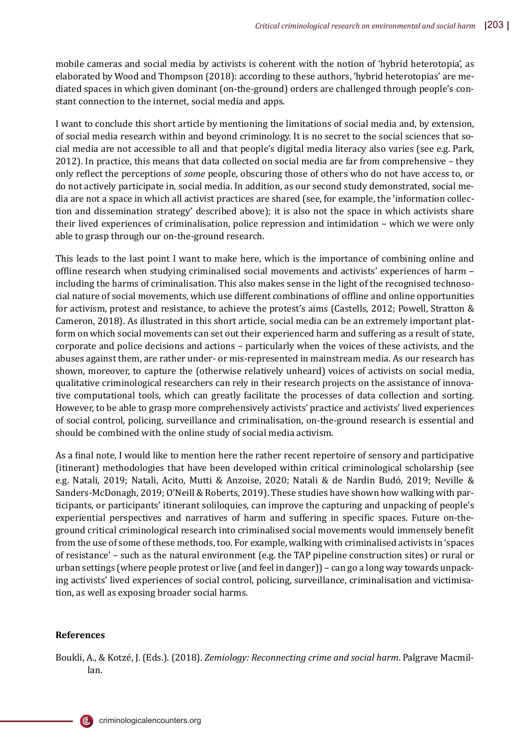mobile cameras and social media by activists is coherent with the notion of 'hybrid heterotopia', as elaborated by Wood and Thompson (2018): according to these authors, 'hybrid heterotopias' are mediated spaces in which given dominant (on-the-ground) orders are challenged through people's constant connection to the internet, social media and apps.

I want to conclude this short article by mentioning the limitations of social media and, by extension, of social media research within and beyond criminology. It is no secret to the social sciences that social media are not accessible to all and that people's digital media literacy also varies (see e.g. Park, 2012). In practice, this means that data collected on social media are far from comprehensive – they only reflect the perceptions of *some* people, obscuring those of others who do not have access to, or do not actively participate in, social media. In addition, as our second study demonstrated, social media are not a space in which all activist practices are shared (see, for example, the 'information collection and dissemination strategy' described above); it is also not the space in which activists share their lived experiences of criminalisation, police repression and intimidation – which we were only able to grasp through our on-the-ground research.

This leads to the last point I want to make here, which is the importance of combining online and offline research when studying criminalised social movements and activists' experiences of harm – including the harms of criminalisation. This also makes sense in the light of the recognised technosocial nature of social movements, which use different combinations of offline and online opportunities for activism, protest and resistance, to achieve the protest's aims (Castells, 2012; Powell, Stratton & Cameron, 2018). As illustrated in this short article, social media can be an extremely important platform on which social movements can set out their experienced harm and suffering as a result of state, corporate and police decisions and actions – particularly when the voices of these activists, and the abuses against them, are rather under- or mis-represented in mainstream media. As our research has shown, moreover, to capture the (otherwise relatively unheard) voices of activists on social media, qualitative criminological researchers can rely in their research projects on the assistance of innovative computational tools, which can greatly facilitate the processes of data collection and sorting. However, to be able to grasp more comprehensively activists' practice and activists' lived experiences of social control, policing, surveillance and criminalisation, on-the-ground research is essential and should be combined with the online study of social media activism.

As a final note, I would like to mention here the rather recent repertoire of sensory and participative (itinerant) methodologies that have been developed within critical criminological scholarship (see e.g. Natali, 2019; Natali, Acito, Mutti & Anzoise, 2020; Natali & de Nardin Budó, 2019; Neville & Sanders-McDonagh, 2019; O'Neill & Roberts, 2019). These studies have shown how walking with participants, or participants' itinerant soliloquies, can improve the capturing and unpacking of people's experiential perspectives and narratives of harm and suffering in specific spaces. Future on-the-ground critical criminological research into criminalised social movements would immensely benefit from the use of some of these methods, too. For example, walking with criminalised activists in 'spaces of resistance' – such as the natural environment (e.g. the TAP pipeline construction sites) or rural or urban settings (where people protest or live (and feel in danger)) – can go a long way towards unpacking activists' lived experiences of social control, policing, surveillance, criminalisation and victimisation, as well as exposing broader social harms.

## References

Boukli, A., & Kotzé, J. (Eds.). (2018). *Zemiology: Reconnecting crime and social harm*. Palgrave Macmillan.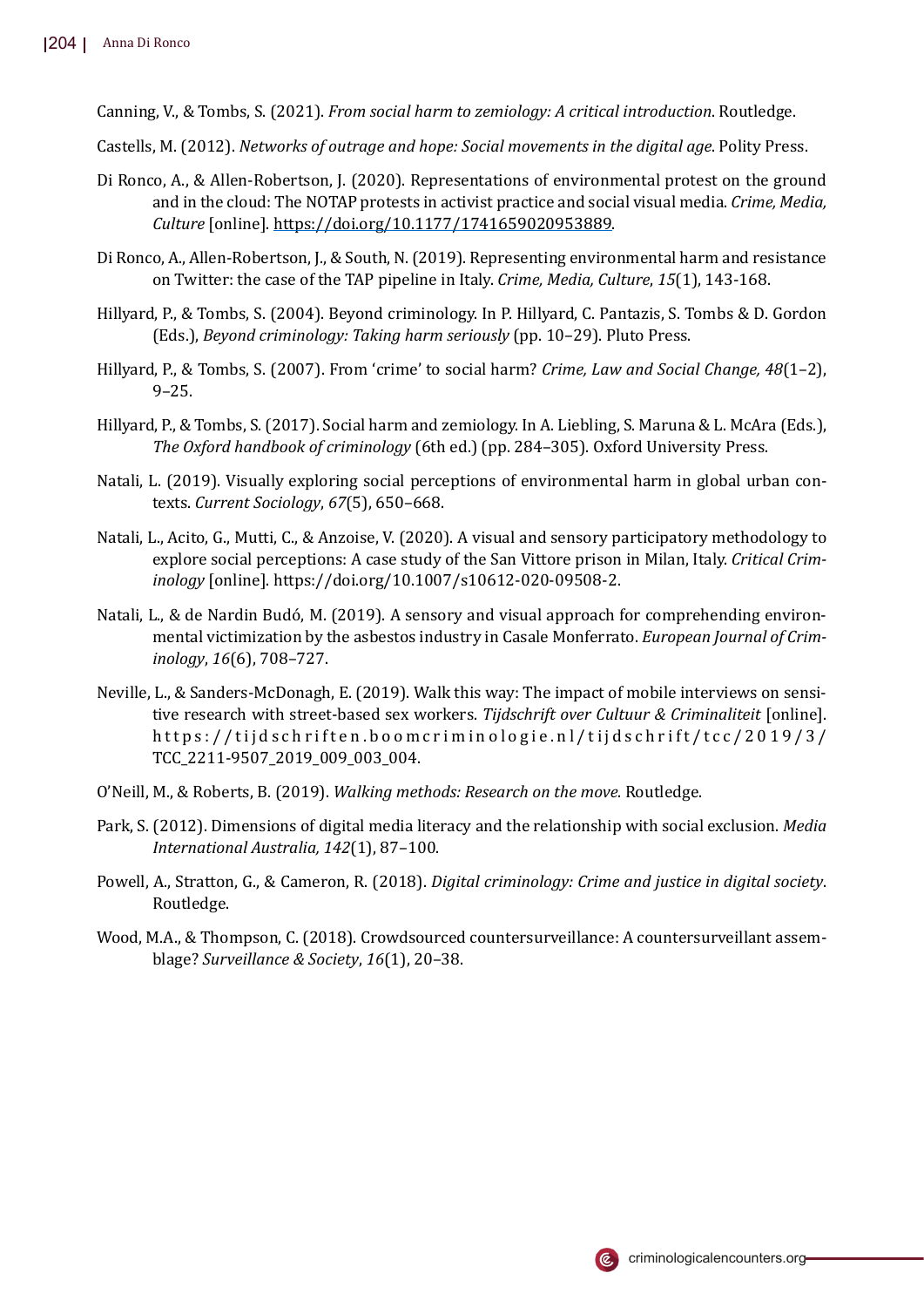Canning, V., & Tombs, S. (2021). *From social harm to zemiology: A critical introduction*. Routledge.

Castells, M. (2012). *Networks of outrage and hope: Social movements in the digital age*. Polity Press.

Di Ronco, A., & Allen-Robertson, J. (2020). Representations of environmental protest on the ground and in the cloud: The NOTAP protests in activist practice and social visual media. *Crime, Media, Culture* [online]. https://doi.org/10.1177/1741659020953889.

Di Ronco, A., Allen-Robertson, J., & South, N. (2019). Representing environmental harm and resistance on Twitter: the case of the TAP pipeline in Italy. *Crime, Media, Culture*, *15*(1), 143-168.

Hillyard, P., & Tombs, S. (2004). Beyond criminology. In P. Hillyard, C. Pantazis, S. Tombs & D. Gordon (Eds.), *Beyond criminology: Taking harm seriously* (pp. 10–29). Pluto Press.

Hillyard, P., & Tombs, S. (2007). From 'crime' to social harm? *Crime, Law and Social Change, 48*(1–2), 9–25.

Hillyard, P., & Tombs, S. (2017). Social harm and zemiology. In A. Liebling, S. Maruna & L. McAra (Eds.), *The Oxford handbook of criminology* (6th ed.) (pp. 284–305). Oxford University Press.

Natali, L. (2019). Visually exploring social perceptions of environmental harm in global urban contexts. *Current Sociology*, *67*(5), 650–668.

Natali, L., Acito, G., Mutti, C., & Anzoise, V. (2020). A visual and sensory participatory methodology to explore social perceptions: A case study of the San Vittore prison in Milan, Italy. *Critical Criminology* [online]. https://doi.org/10.1007/s10612-020-09508-2.

Natali, L., & de Nardin Budó, M. (2019). A sensory and visual approach for comprehending environmental victimization by the asbestos industry in Casale Monferrato. *European Journal of Criminology*, *16*(6), 708–727.

Neville, L., & Sanders-McDonagh, E. (2019). Walk this way: The impact of mobile interviews on sensitive research with street-based sex workers. *Tijdschrift over Cultuur & Criminaliteit* [online]. https://tijdschriften.boomcriminologie.nl/tijdschrift/tcc/2019/3/TCC_2211-9507_2019_009_003_004.

O'Neill, M., & Roberts, B. (2019). *Walking methods: Research on the move*. Routledge.

Park, S. (2012). Dimensions of digital media literacy and the relationship with social exclusion. *Media International Australia, 142*(1), 87–100.

Powell, A., Stratton, G., & Cameron, R. (2018). *Digital criminology: Crime and justice in digital society*. Routledge.

Wood, M.A., & Thompson, C. (2018). Crowdsourced countersurveillance: A countersurveillant assemblage? *Surveillance & Society*, *16*(1), 20–38.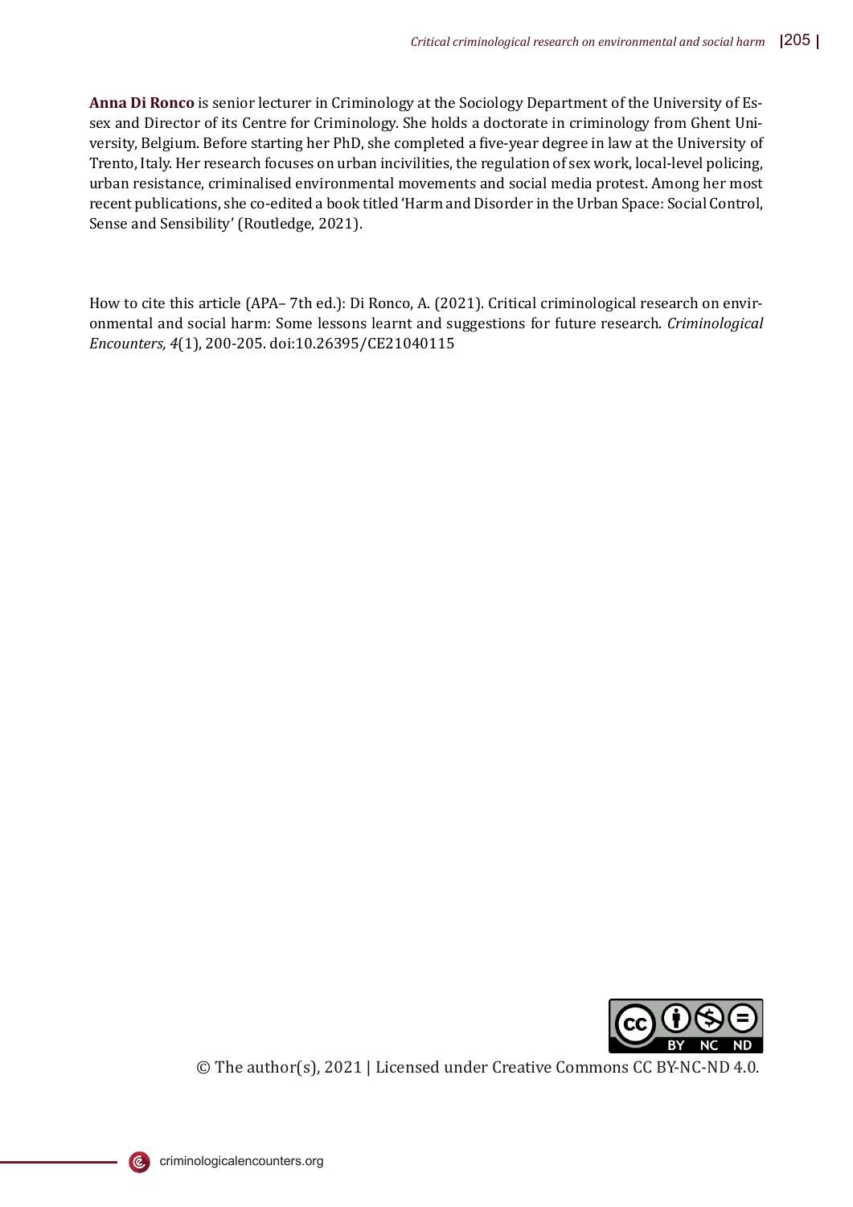**Anna Di Ronco** is senior lecturer in Criminology at the Sociology Department of the University of Essex and Director of its Centre for Criminology. She holds a doctorate in criminology from Ghent University, Belgium. Before starting her PhD, she completed a five-year degree in law at the University of Trento, Italy. Her research focuses on urban incivilities, the regulation of sex work, local-level policing, urban resistance, criminalised environmental movements and social media protest. Among her most recent publications, she co-edited a book titled 'Harm and Disorder in the Urban Space: Social Control, Sense and Sensibility' (Routledge, 2021).

How to cite this article (APA– 7th ed.): Di Ronco, A. (2021). Critical criminological research on environmental and social harm: Some lessons learnt and suggestions for future research. *Criminological Encounters, 4*(1), 200-205. doi:10.26395/CE21040115

© The author(s), 2021 | Licensed under Creative Commons CC BY-NC-ND 4.0.